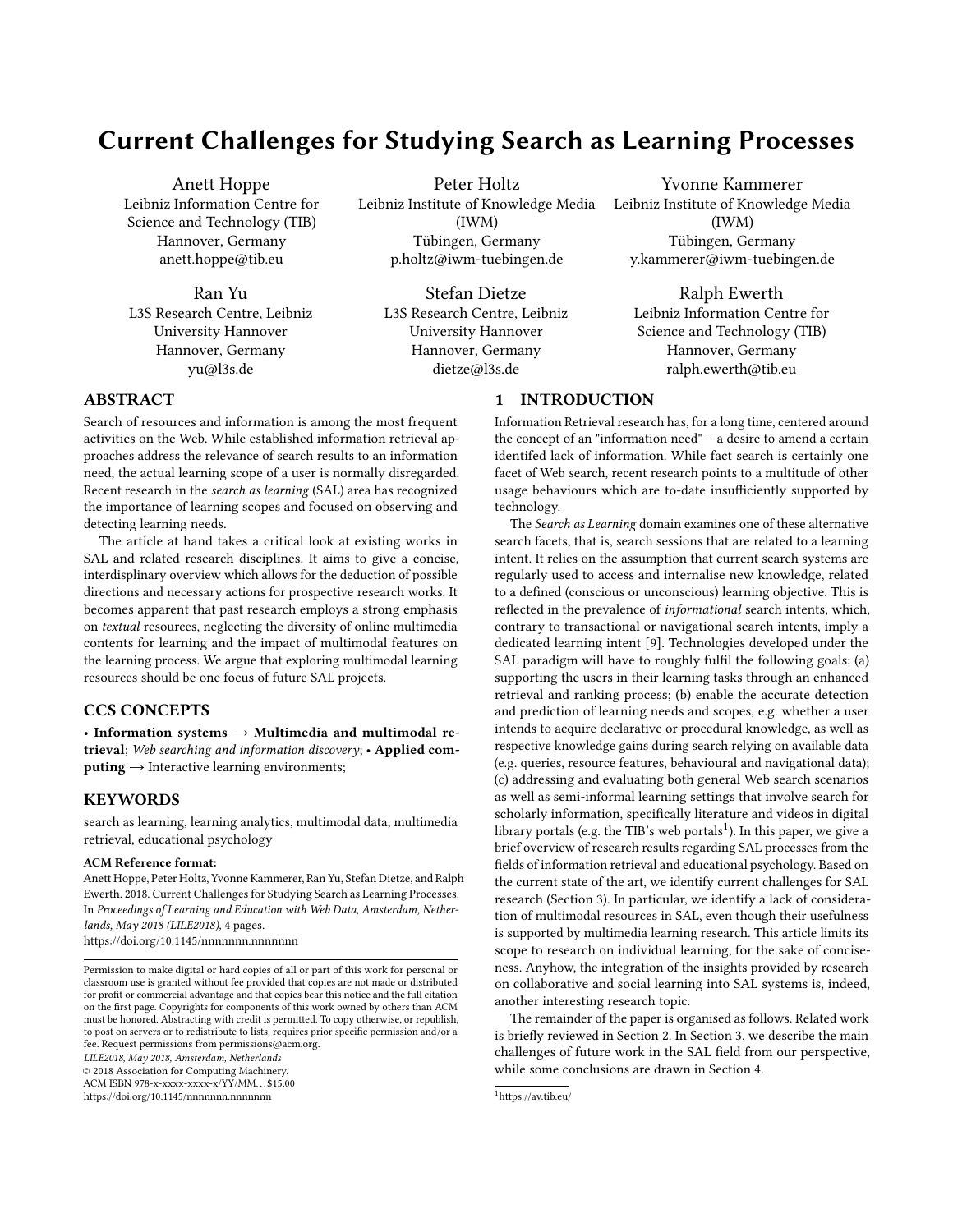# Current Challenges for Studying Search as Learning Processes

Anett Hoppe
Leibniz Information Centre for Science and Technology (TIB)
Hannover, Germany
anett.hoppe@tib.eu

Peter Holtz
Leibniz Institute of Knowledge Media (IWM)
Tübingen, Germany
p.holtz@iwm-tuebingen.de

Yvonne Kammerer
Leibniz Institute of Knowledge Media (IWM)
Tübingen, Germany
y.kammerer@iwm-tuebingen.de

Ran Yu
L3S Research Centre, Leibniz University Hannover
Hannover, Germany
yu@l3s.de

Stefan Dietze
L3S Research Centre, Leibniz University Hannover
Hannover, Germany
dietze@l3s.de

Ralph Ewerth
Leibniz Information Centre for Science and Technology (TIB)
Hannover, Germany
ralph.ewerth@tib.eu

## ABSTRACT

Search of resources and information is among the most frequent activities on the Web. While established information retrieval approaches address the relevance of search results to an information need, the actual learning scope of a user is normally disregarded. Recent research in the *search as learning* (SAL) area has recognized the importance of learning scopes and focused on observing and detecting learning needs.

The article at hand takes a critical look at existing works in SAL and related research disciplines. It aims to give a concise, interdisplinary overview which allows for the deduction of possible directions and necessary actions for prospective research works. It becomes apparent that past research employs a strong emphasis on *textual* resources, neglecting the diversity of online multimedia contents for learning and the impact of multimodal features on the learning process. We argue that exploring multimodal learning resources should be one focus of future SAL projects.

## CCS CONCEPTS

• **Information systems** → **Multimedia and multimodal retrieval**; *Web searching and information discovery*; • **Applied computing** → Interactive learning environments;

## KEYWORDS

search as learning, learning analytics, multimodal data, multimedia retrieval, educational psychology

**ACM Reference format:**
Anett Hoppe, Peter Holtz, Yvonne Kammerer, Ran Yu, Stefan Dietze, and Ralph Ewerth. 2018. Current Challenges for Studying Search as Learning Processes. In *Proceedings of Learning and Education with Web Data, Amsterdam, Netherlands, May 2018 (LILE2018)*, 4 pages.
https://doi.org/10.1145/nnnnnnn.nnnnnnn

Permission to make digital or hard copies of all or part of this work for personal or classroom use is granted without fee provided that copies are not made or distributed for profit or commercial advantage and that copies bear this notice and the full citation on the first page. Copyrights for components of this work owned by others than ACM must be honored. Abstracting with credit is permitted. To copy otherwise, or republish, to post on servers or to redistribute to lists, requires prior specific permission and/or a fee. Request permissions from permissions@acm.org.
*LILE2018, May 2018, Amsterdam, Netherlands*
© 2018 Association for Computing Machinery.
ACM ISBN 978-x-xxxx-xxxx-x/YY/MM…$15.00
https://doi.org/10.1145/nnnnnnn.nnnnnnn

## 1 INTRODUCTION

Information Retrieval research has, for a long time, centered around the concept of an "information need" – a desire to amend a certain identifed lack of information. While fact search is certainly one facet of Web search, recent research points to a multitude of other usage behaviours which are to-date insufficiently supported by technology.

The *Search as Learning* domain examines one of these alternative search facets, that is, search sessions that are related to a learning intent. It relies on the assumption that current search systems are regularly used to access and internalise new knowledge, related to a defined (conscious or unconscious) learning objective. This is reflected in the prevalence of *informational* search intents, which, contrary to transactional or navigational search intents, imply a dedicated learning intent [9]. Technologies developed under the SAL paradigm will have to roughly fulfil the following goals: (a) supporting the users in their learning tasks through an enhanced retrieval and ranking process; (b) enable the accurate detection and prediction of learning needs and scopes, e.g. whether a user intends to acquire declarative or procedural knowledge, as well as respective knowledge gains during search relying on available data (e.g. queries, resource features, behavioural and navigational data); (c) addressing and evaluating both general Web search scenarios as well as semi-informal learning settings that involve search for scholarly information, specifically literature and videos in digital library portals (e.g. the TIB's web portals[1]). In this paper, we give a brief overview of research results regarding SAL processes from the fields of information retrieval and educational psychology. Based on the current state of the art, we identify current challenges for SAL research (Section 3). In particular, we identify a lack of consideration of multimodal resources in SAL, even though their usefulness is supported by multimedia learning research. This article limits its scope to research on individual learning, for the sake of conciseness. Anyhow, the integration of the insights provided by research on collaborative and social learning into SAL systems is, indeed, another interesting research topic.

The remainder of the paper is organised as follows. Related work is briefly reviewed in Section 2. In Section 3, we describe the main challenges of future work in the SAL field from our perspective, while some conclusions are drawn in Section 4.

[1] https://av.tib.eu/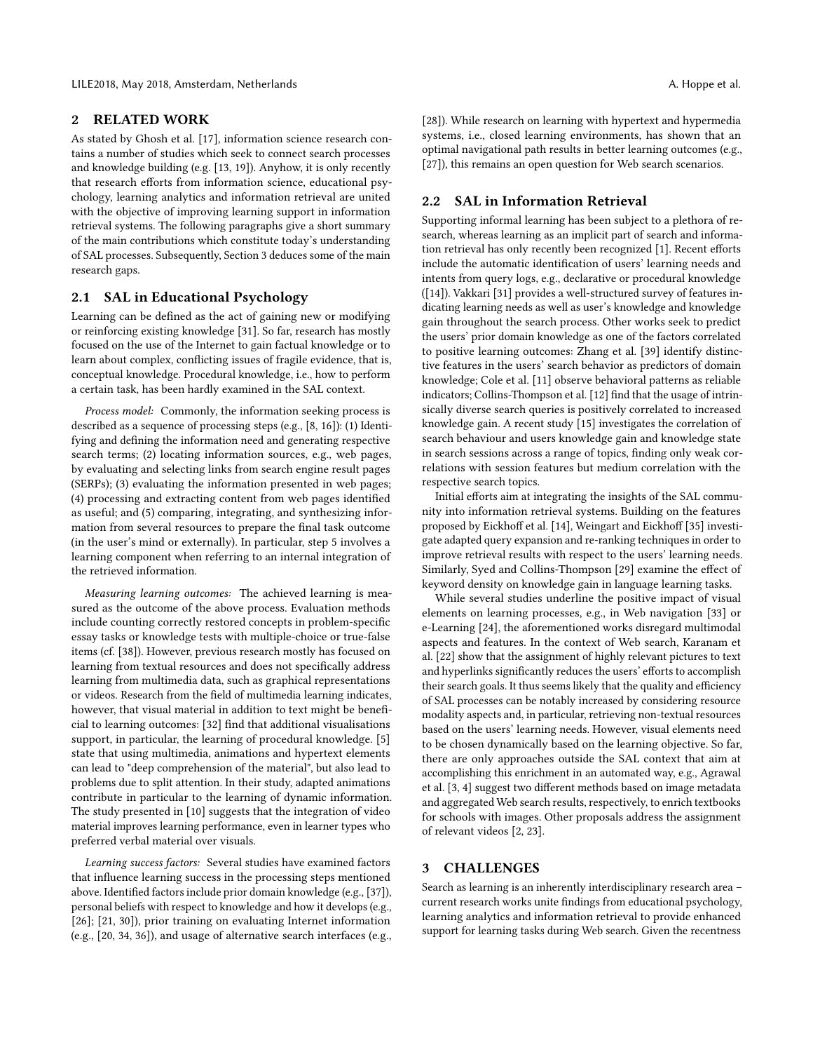## 2 RELATED WORK

As stated by Ghosh et al. [17], information science research contains a number of studies which seek to connect search processes and knowledge building (e.g. [13, 19]). Anyhow, it is only recently that research efforts from information science, educational psychology, learning analytics and information retrieval are united with the objective of improving learning support in information retrieval systems. The following paragraphs give a short summary of the main contributions which constitute today's understanding of SAL processes. Subsequently, Section 3 deduces some of the main research gaps.

### 2.1 SAL in Educational Psychology

Learning can be defined as the act of gaining new or modifying or reinforcing existing knowledge [31]. So far, research has mostly focused on the use of the Internet to gain factual knowledge or to learn about complex, conflicting issues of fragile evidence, that is, conceptual knowledge. Procedural knowledge, i.e., how to perform a certain task, has been hardly examined in the SAL context.

*Process model:* Commonly, the information seeking process is described as a sequence of processing steps (e.g., [8, 16]): (1) Identifying and defining the information need and generating respective search terms; (2) locating information sources, e.g., web pages, by evaluating and selecting links from search engine result pages (SERPs); (3) evaluating the information presented in web pages; (4) processing and extracting content from web pages identified as useful; and (5) comparing, integrating, and synthesizing information from several resources to prepare the final task outcome (in the user's mind or externally). In particular, step 5 involves a learning component when referring to an internal integration of the retrieved information.

*Measuring learning outcomes:* The achieved learning is measured as the outcome of the above process. Evaluation methods include counting correctly restored concepts in problem-specific essay tasks or knowledge tests with multiple-choice or true-false items (cf. [38]). However, previous research mostly has focused on learning from textual resources and does not specifically address learning from multimedia data, such as graphical representations or videos. Research from the field of multimedia learning indicates, however, that visual material in addition to text might be beneficial to learning outcomes: [32] find that additional visualisations support, in particular, the learning of procedural knowledge. [5] state that using multimedia, animations and hypertext elements can lead to "deep comprehension of the material", but also lead to problems due to split attention. In their study, adapted animations contribute in particular to the learning of dynamic information. The study presented in [10] suggests that the integration of video material improves learning performance, even in learner types who preferred verbal material over visuals.

*Learning success factors:* Several studies have examined factors that influence learning success in the processing steps mentioned above. Identified factors include prior domain knowledge (e.g., [37]), personal beliefs with respect to knowledge and how it develops (e.g., [26]; [21, 30]), prior training on evaluating Internet information (e.g., [20, 34, 36]), and usage of alternative search interfaces (e.g., [28]). While research on learning with hypertext and hypermedia systems, i.e., closed learning environments, has shown that an optimal navigational path results in better learning outcomes (e.g., [27]), this remains an open question for Web search scenarios.

### 2.2 SAL in Information Retrieval

Supporting informal learning has been subject to a plethora of research, whereas learning as an implicit part of search and information retrieval has only recently been recognized [1]. Recent efforts include the automatic identification of users' learning needs and intents from query logs, e.g., declarative or procedural knowledge ([14]). Vakkari [31] provides a well-structured survey of features indicating learning needs as well as user's knowledge and knowledge gain throughout the search process. Other works seek to predict the users' prior domain knowledge as one of the factors correlated to positive learning outcomes: Zhang et al. [39] identify distinctive features in the users' search behavior as predictors of domain knowledge; Cole et al. [11] observe behavioral patterns as reliable indicators; Collins-Thompson et al. [12] find that the usage of intrinsically diverse search queries is positively correlated to increased knowledge gain. A recent study [15] investigates the correlation of search behaviour and users knowledge gain and knowledge state in search sessions across a range of topics, finding only weak correlations with session features but medium correlation with the respective search topics.

Initial efforts aim at integrating the insights of the SAL community into information retrieval systems. Building on the features proposed by Eickhoff et al. [14], Weingart and Eickhoff [35] investigate adapted query expansion and re-ranking techniques in order to improve retrieval results with respect to the users' learning needs. Similarly, Syed and Collins-Thompson [29] examine the effect of keyword density on knowledge gain in language learning tasks.

While several studies underline the positive impact of visual elements on learning processes, e.g., in Web navigation [33] or e-Learning [24], the aforementioned works disregard multimodal aspects and features. In the context of Web search, Karanam et al. [22] show that the assignment of highly relevant pictures to text and hyperlinks significantly reduces the users' efforts to accomplish their search goals. It thus seems likely that the quality and efficiency of SAL processes can be notably increased by considering resource modality aspects and, in particular, retrieving non-textual resources based on the users' learning needs. However, visual elements need to be chosen dynamically based on the learning objective. So far, there are only approaches outside the SAL context that aim at accomplishing this enrichment in an automated way, e.g., Agrawal et al. [3, 4] suggest two different methods based on image metadata and aggregated Web search results, respectively, to enrich textbooks for schools with images. Other proposals address the assignment of relevant videos [2, 23].

## 3 CHALLENGES

Search as learning is an inherently interdisciplinary research area – current research works unite findings from educational psychology, learning analytics and information retrieval to provide enhanced support for learning tasks during Web search. Given the recentness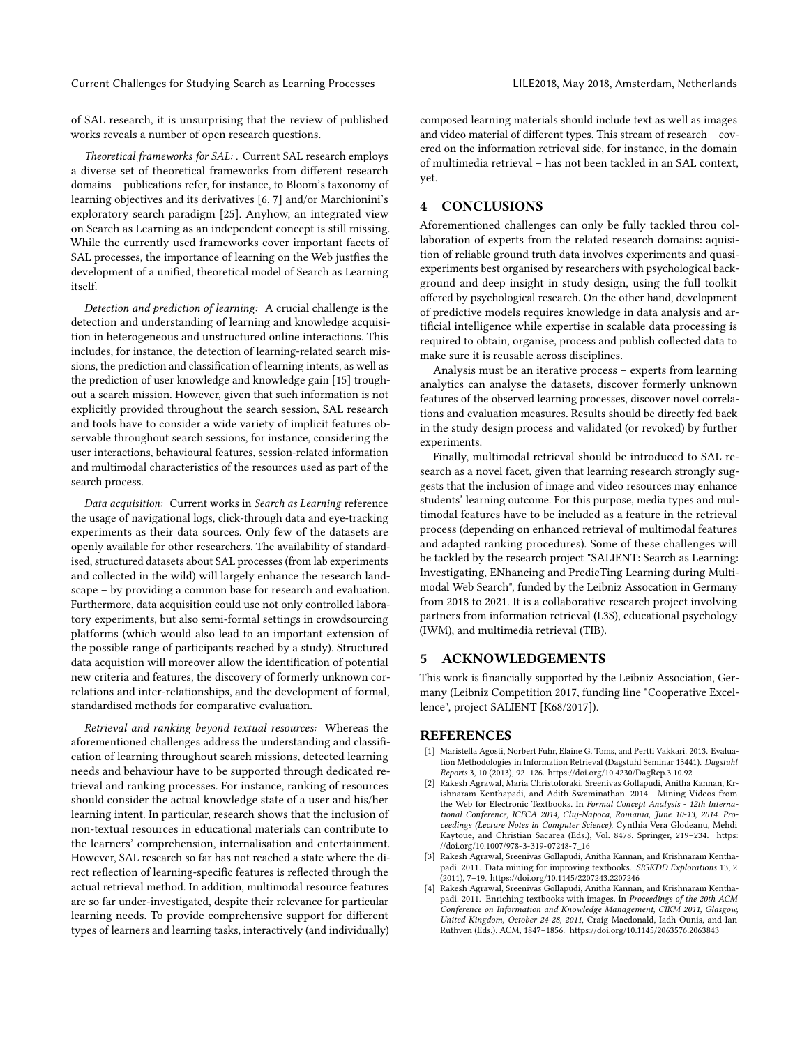of SAL research, it is unsurprising that the review of published works reveals a number of open research questions.

*Theoretical frameworks for SAL:* . Current SAL research employs a diverse set of theoretical frameworks from different research domains – publications refer, for instance, to Bloom's taxonomy of learning objectives and its derivatives [6, 7] and/or Marchionini's exploratory search paradigm [25]. Anyhow, an integrated view on Search as Learning as an independent concept is still missing. While the currently used frameworks cover important facets of SAL processes, the importance of learning on the Web justfies the development of a unified, theoretical model of Search as Learning itself.

*Detection and prediction of learning:* A crucial challenge is the detection and understanding of learning and knowledge acquisition in heterogeneous and unstructured online interactions. This includes, for instance, the detection of learning-related search missions, the prediction and classification of learning intents, as well as the prediction of user knowledge and knowledge gain [15] troughout a search mission. However, given that such information is not explicitly provided throughout the search session, SAL research and tools have to consider a wide variety of implicit features observable throughout search sessions, for instance, considering the user interactions, behavioural features, session-related information and multimodal characteristics of the resources used as part of the search process.

*Data acquisition:* Current works in *Search as Learning* reference the usage of navigational logs, click-through data and eye-tracking experiments as their data sources. Only few of the datasets are openly available for other researchers. The availability of standardised, structured datasets about SAL processes (from lab experiments and collected in the wild) will largely enhance the research landscape – by providing a common base for research and evaluation. Furthermore, data acquisition could use not only controlled laboratory experiments, but also semi-formal settings in crowdsourcing platforms (which would also lead to an important extension of the possible range of participants reached by a study). Structured data acquistion will moreover allow the identification of potential new criteria and features, the discovery of formerly unknown correlations and inter-relationships, and the development of formal, standardised methods for comparative evaluation.

*Retrieval and ranking beyond textual resources:* Whereas the aforementioned challenges address the understanding and classification of learning throughout search missions, detected learning needs and behaviour have to be supported through dedicated retrieval and ranking processes. For instance, ranking of resources should consider the actual knowledge state of a user and his/her learning intent. In particular, research shows that the inclusion of non-textual resources in educational materials can contribute to the learners' comprehension, internalisation and entertainment. However, SAL research so far has not reached a state where the direct reflection of learning-specific features is reflected through the actual retrieval method. In addition, multimodal resource features are so far under-investigated, despite their relevance for particular learning needs. To provide comprehensive support for different types of learners and learning tasks, interactively (and individually) composed learning materials should include text as well as images and video material of different types. This stream of research – covered on the information retrieval side, for instance, in the domain of multimedia retrieval – has not been tackled in an SAL context, yet.

## 4 CONCLUSIONS

Aforementioned challenges can only be fully tackled throu collaboration of experts from the related research domains: aquisition of reliable ground truth data involves experiments and quasi-experiments best organised by researchers with psychological background and deep insight in study design, using the full toolkit offered by psychological research. On the other hand, development of predictive models requires knowledge in data analysis and artificial intelligence while expertise in scalable data processing is required to obtain, organise, process and publish collected data to make sure it is reusable across disciplines.

Analysis must be an iterative process – experts from learning analytics can analyse the datasets, discover formerly unknown features of the observed learning processes, discover novel correlations and evaluation measures. Results should be directly fed back in the study design process and validated (or revoked) by further experiments.

Finally, multimodal retrieval should be introduced to SAL research as a novel facet, given that learning research strongly suggests that the inclusion of image and video resources may enhance students' learning outcome. For this purpose, media types and multimodal features have to be included as a feature in the retrieval process (depending on enhanced retrieval of multimodal features and adapted ranking procedures). Some of these challenges will be tackled by the research project "SALIENT: Search as Learning: Investigating, ENhancing and PredicTing Learning during Multimodal Web Search", funded by the Leibniz Assocation in Germany from 2018 to 2021. It is a collaborative research project involving partners from information retrieval (L3S), educational psychology (IWM), and multimedia retrieval (TIB).

## 5 ACKNOWLEDGEMENTS

This work is financially supported by the Leibniz Association, Germany (Leibniz Competition 2017, funding line "Cooperative Excellence", project SALIENT [K68/2017]).

## REFERENCES

- [1] Maristella Agosti, Norbert Fuhr, Elaine G. Toms, and Pertti Vakkari. 2013. Evaluation Methodologies in Information Retrieval (Dagstuhl Seminar 13441). *Dagstuhl Reports* 3, 10 (2013), 92–126. https://doi.org/10.4230/DagRep.3.10.92
- [2] Rakesh Agrawal, Maria Christoforaki, Sreenivas Gollapudi, Anitha Kannan, Krishnaram Kenthapadi, and Adith Swaminathan. 2014. Mining Videos from the Web for Electronic Textbooks. In *Formal Concept Analysis - 12th International Conference, ICFCA 2014, Cluj-Napoca, Romania, June 10-13, 2014. Proceedings (Lecture Notes in Computer Science)*, Cynthia Vera Glodeanu, Mehdi Kaytoue, and Christian Sacarea (Eds.), Vol. 8478. Springer, 219–234. https://doi.org/10.1007/978-3-319-07248-7_16
- [3] Rakesh Agrawal, Sreenivas Gollapudi, Anitha Kannan, and Krishnaram Kenthapadi. 2011. Data mining for improving textbooks. *SIGKDD Explorations* 13, 2 (2011), 7–19. https://doi.org/10.1145/2207243.2207246
- [4] Rakesh Agrawal, Sreenivas Gollapudi, Anitha Kannan, and Krishnaram Kenthapadi. 2011. Enriching textbooks with images. In *Proceedings of the 20th ACM Conference on Information and Knowledge Management, CIKM 2011, Glasgow, United Kingdom, October 24-28, 2011*, Craig Macdonald, Iadh Ounis, and Ian Ruthven (Eds.). ACM, 1847–1856. https://doi.org/10.1145/2063576.2063843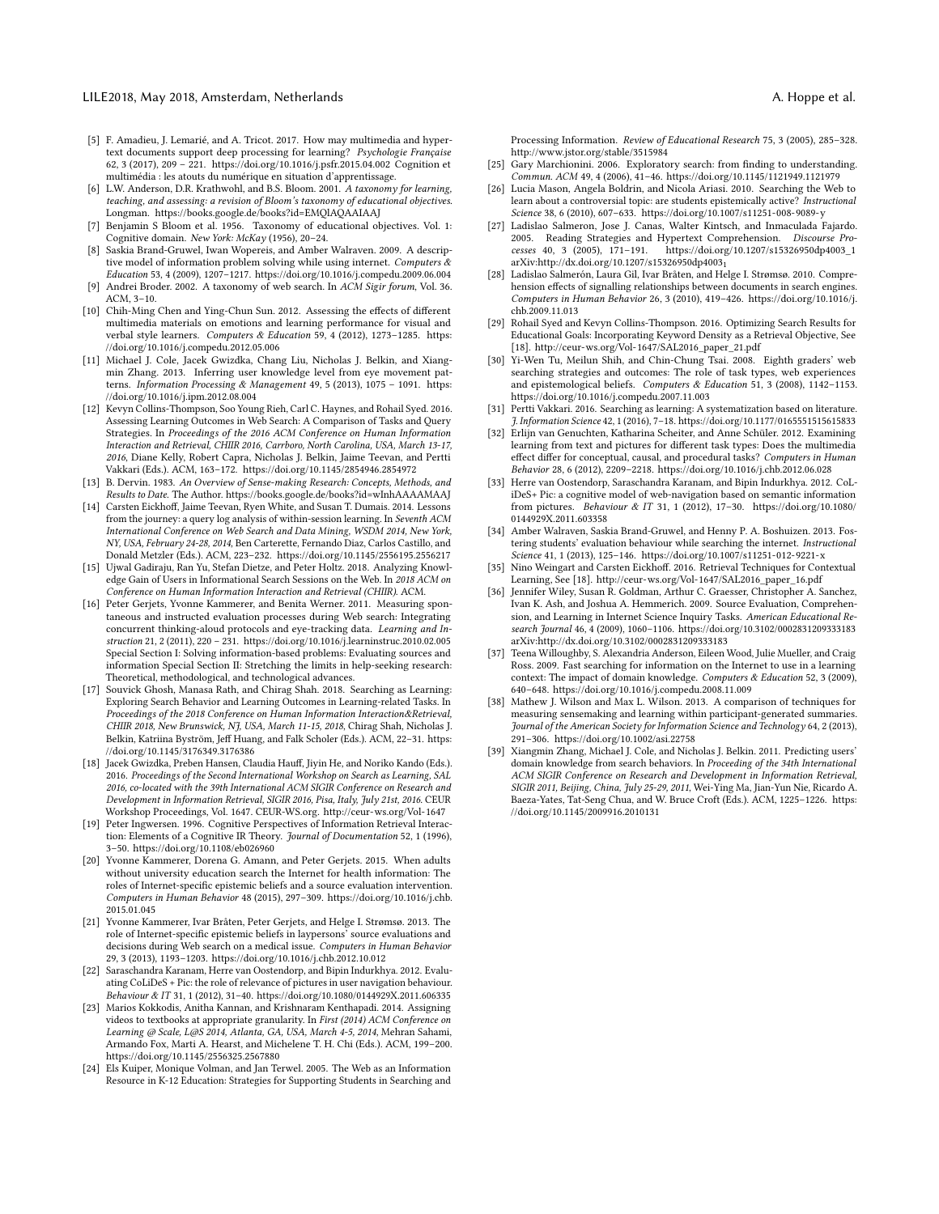[5] F. Amadieu, J. Lemarié, and A. Tricot. 2017. How may multimedia and hypertext documents support deep processing for learning? *Psychologie Française* 62, 3 (2017), 209 – 221. https://doi.org/10.1016/j.psfr.2015.04.002 Cognition et multimédia : les atouts du numérique en situation d'apprentissage.

[6] L.W. Anderson, D.R. Krathwohl, and B.S. Bloom. 2001. *A taxonomy for learning, teaching, and assessing: a revision of Bloom's taxonomy of educational objectives*. Longman. https://books.google.de/books?id=EMQlAQAAIAAJ

[7] Benjamin S Bloom et al. 1956. Taxonomy of educational objectives. Vol. 1: Cognitive domain. *New York: McKay* (1956), 20–24.

[8] Saskia Brand-Gruwel, Iwan Wopereis, and Amber Walraven. 2009. A descriptive model of information problem solving while using internet. *Computers & Education* 53, 4 (2009), 1207–1217. https://doi.org/10.1016/j.compedu.2009.06.004

[9] Andrei Broder. 2002. A taxonomy of web search. In *ACM Sigir forum*, Vol. 36. ACM, 3–10.

[10] Chih-Ming Chen and Ying-Chun Sun. 2012. Assessing the effects of different multimedia materials on emotions and learning performance for visual and verbal style learners. *Computers & Education* 59, 4 (2012), 1273–1285. https://doi.org/10.1016/j.compedu.2012.05.006

[11] Michael J. Cole, Jacek Gwizdka, Chang Liu, Nicholas J. Belkin, and Xiangmin Zhang. 2013. Inferring user knowledge level from eye movement patterns. *Information Processing & Management* 49, 5 (2013), 1075 – 1091. https://doi.org/10.1016/j.ipm.2012.08.004

[12] Kevyn Collins-Thompson, Soo Young Rieh, Carl C. Haynes, and Rohail Syed. 2016. Assessing Learning Outcomes in Web Search: A Comparison of Tasks and Query Strategies. In *Proceedings of the 2016 ACM Conference on Human Information Interaction and Retrieval, CHIIR 2016, Carrboro, North Carolina, USA, March 13-17, 2016*, Diane Kelly, Robert Capra, Nicholas J. Belkin, Jaime Teevan, and Pertti Vakkari (Eds.). ACM, 163–172. https://doi.org/10.1145/2854946.2854972

[13] B. Dervin. 1983. *An Overview of Sense-making Research: Concepts, Methods, and Results to Date*. The Author. https://books.google.de/books?id=wInhAAAAMAAJ

[14] Carsten Eickhoff, Jaime Teevan, Ryen White, and Susan T. Dumais. 2014. Lessons from the journey: a query log analysis of within-session learning. In *Seventh ACM International Conference on Web Search and Data Mining, WSDM 2014, New York, NY, USA, February 24-28, 2014*, Ben Carterette, Fernando Diaz, Carlos Castillo, and Donald Metzler (Eds.). ACM, 223–232. https://doi.org/10.1145/2556195.2556217

[15] Ujwal Gadiraju, Ran Yu, Stefan Dietze, and Peter Holtz. 2018. Analyzing Knowledge Gain of Users in Informational Search Sessions on the Web. In *2018 ACM on Conference on Human Information Interaction and Retrieval (CHIIR)*. ACM.

[16] Peter Gerjets, Yvonne Kammerer, and Benita Werner. 2011. Measuring spontaneous and instructed evaluation processes during Web search: Integrating concurrent thinking-aloud protocols and eye-tracking data. *Learning and Instruction* 21, 2 (2011), 220 – 231. https://doi.org/10.1016/j.learninstruc.2010.02.005 Special Section I: Solving information-based problems: Evaluating sources and information Special Section II: Stretching the limits in help-seeking research: Theoretical, methodological, and technological advances.

[17] Souvick Ghosh, Manasa Rath, and Chirag Shah. 2018. Searching as Learning: Exploring Search Behavior and Learning Outcomes in Learning-related Tasks. In *Proceedings of the 2018 Conference on Human Information Interaction&Retrieval, CHIIR 2018, New Brunswick, NJ, USA, March 11-15, 2018*, Chirag Shah, Nicholas J. Belkin, Katriina Byström, Jeff Huang, and Falk Scholer (Eds.). ACM, 22–31. https://doi.org/10.1145/3176349.3176386

[18] Jacek Gwizdka, Preben Hansen, Claudia Hauff, Jiyin He, and Noriko Kando (Eds.). 2016. *Proceedings of the Second International Workshop on Search as Learning, SAL 2016, co-located with the 39th International ACM SIGIR Conference on Research and Development in Information Retrieval, SIGIR 2016, Pisa, Italy, July 21st, 2016*. CEUR Workshop Proceedings, Vol. 1647. CEUR-WS.org. http://ceur-ws.org/Vol-1647

[19] Peter Ingwersen. 1996. Cognitive Perspectives of Information Retrieval Interaction: Elements of a Cognitive IR Theory. *Journal of Documentation* 52, 1 (1996), 3–50. https://doi.org/10.1108/eb026960

[20] Yvonne Kammerer, Dorena G. Amann, and Peter Gerjets. 2015. When adults without university education search the Internet for health information: The roles of Internet-specific epistemic beliefs and a source evaluation intervention. *Computers in Human Behavior* 48 (2015), 297–309. https://doi.org/10.1016/j.chb.2015.01.045

[21] Yvonne Kammerer, Ivar Bråten, Peter Gerjets, and Helge I. Strømsø. 2013. The role of Internet-specific epistemic beliefs in laypersons' source evaluations and decisions during Web search on a medical issue. *Computers in Human Behavior* 29, 3 (2013), 1193–1203. https://doi.org/10.1016/j.chb.2012.10.012

[22] Saraschandra Karanam, Herre van Oostendorp, and Bipin Indurkhya. 2012. Evaluating CoLiDeS + Pic: the role of relevance of pictures in user navigation behaviour. *Behaviour & IT* 31, 1 (2012), 31–40. https://doi.org/10.1080/0144929X.2011.606335

[23] Marios Kokkodis, Anitha Kannan, and Krishnaram Kenthapadi. 2014. Assigning videos to textbooks at appropriate granularity. In *First (2014) ACM Conference on Learning @ Scale, L@S 2014, Atlanta, GA, USA, March 4-5, 2014*, Mehran Sahami, Armando Fox, Marti A. Hearst, and Michelene T. H. Chi (Eds.). ACM, 199–200. https://doi.org/10.1145/2556325.2567880

[24] Els Kuiper, Monique Volman, and Jan Terwel. 2005. The Web as an Information Resource in K-12 Education: Strategies for Supporting Students in Searching and Processing Information. *Review of Educational Research* 75, 3 (2005), 285–328. http://www.jstor.org/stable/3515984

[25] Gary Marchionini. 2006. Exploratory search: from finding to understanding. *Commun. ACM* 49, 4 (2006), 41–46. https://doi.org/10.1145/1121949.1121979

[26] Lucia Mason, Angela Boldrin, and Nicola Ariasi. 2010. Searching the Web to learn about a controversial topic: are students epistemically active? *Instructional Science* 38, 6 (2010), 607–633. https://doi.org/10.1007/s11251-008-9089-y

[27] Ladislao Salmeron, Jose J. Canas, Walter Kintsch, and Inmaculada Fajardo. 2005. Reading Strategies and Hypertext Comprehension. *Discourse Processes* 40, 3 (2005), 171–191. https://doi.org/10.1207/s15326950dp4003_1 arXiv:http://dx.doi.org/10.1207/s15326950dp4003_1

[28] Ladislao Salmerón, Laura Gil, Ivar Bråten, and Helge I. Strømsø. 2010. Comprehension effects of signalling relationships between documents in search engines. *Computers in Human Behavior* 26, 3 (2010), 419–426. https://doi.org/10.1016/j.chb.2009.11.013

[29] Rohail Syed and Kevyn Collins-Thompson. 2016. Optimizing Search Results for Educational Goals: Incorporating Keyword Density as a Retrieval Objective, See [18]. http://ceur-ws.org/Vol-1647/SAL2016_paper_21.pdf

[30] Yi-Wen Tu, Meilun Shih, and Chin-Chung Tsai. 2008. Eighth graders' web searching strategies and outcomes: The role of task types, web experiences and epistemological beliefs. *Computers & Education* 51, 3 (2008), 1142–1153. https://doi.org/10.1016/j.compedu.2007.11.003

[31] Pertti Vakkari. 2016. Searching as learning: A systematization based on literature. *J. Information Science* 42, 1 (2016), 7–18. https://doi.org/10.1177/0165551515615833

[32] Erlijn van Genuchten, Katharina Scheiter, and Anne Schüler. 2012. Examining learning from text and pictures for different task types: Does the multimedia effect differ for conceptual, causal, and procedural tasks? *Computers in Human Behavior* 28, 6 (2012), 2209–2218. https://doi.org/10.1016/j.chb.2012.06.028

[33] Herre van Oostendorp, Saraschandra Karanam, and Bipin Indurkhya. 2012. CoLiDeS+ Pic: a cognitive model of web-navigation based on semantic information from pictures. *Behaviour & IT* 31, 1 (2012), 17–30. https://doi.org/10.1080/0144929X.2011.603358

[34] Amber Walraven, Saskia Brand-Gruwel, and Henny P. A. Boshuizen. 2013. Fostering students' evaluation behaviour while searching the internet. *Instructional Science* 41, 1 (2013), 125–146. https://doi.org/10.1007/s11251-012-9221-x

[35] Nino Weingart and Carsten Eickhoff. 2016. Retrieval Techniques for Contextual Learning, See [18]. http://ceur-ws.org/Vol-1647/SAL2016_paper_16.pdf

[36] Jennifer Wiley, Susan R. Goldman, Arthur C. Graesser, Christopher A. Sanchez, Ivan K. Ash, and Joshua A. Hemmerich. 2009. Source Evaluation, Comprehension, and Learning in Internet Science Inquiry Tasks. *American Educational Research Journal* 46, 4 (2009), 1060–1106. https://doi.org/10.3102/0002831209333183 arXiv:http://dx.doi.org/10.3102/0002831209333183

[37] Teena Willoughby, S. Alexandria Anderson, Eileen Wood, Julie Mueller, and Craig Ross. 2009. Fast searching for information on the Internet to use in a learning context: The impact of domain knowledge. *Computers & Education* 52, 3 (2009), 640–648. https://doi.org/10.1016/j.compedu.2008.11.009

[38] Mathew J. Wilson and Max L. Wilson. 2013. A comparison of techniques for measuring sensemaking and learning within participant-generated summaries. *Journal of the American Society for Information Science and Technology* 64, 2 (2013), 291–306. https://doi.org/10.1002/asi.22758

[39] Xiangmin Zhang, Michael J. Cole, and Nicholas J. Belkin. 2011. Predicting users' domain knowledge from search behaviors. In *Proceeding of the 34th International ACM SIGIR Conference on Research and Development in Information Retrieval, SIGIR 2011, Beijing, China, July 25-29, 2011*, Wei-Ying Ma, Jian-Yun Nie, Ricardo A. Baeza-Yates, Tat-Seng Chua, and W. Bruce Croft (Eds.). ACM, 1225–1226. https://doi.org/10.1145/2009916.2010131